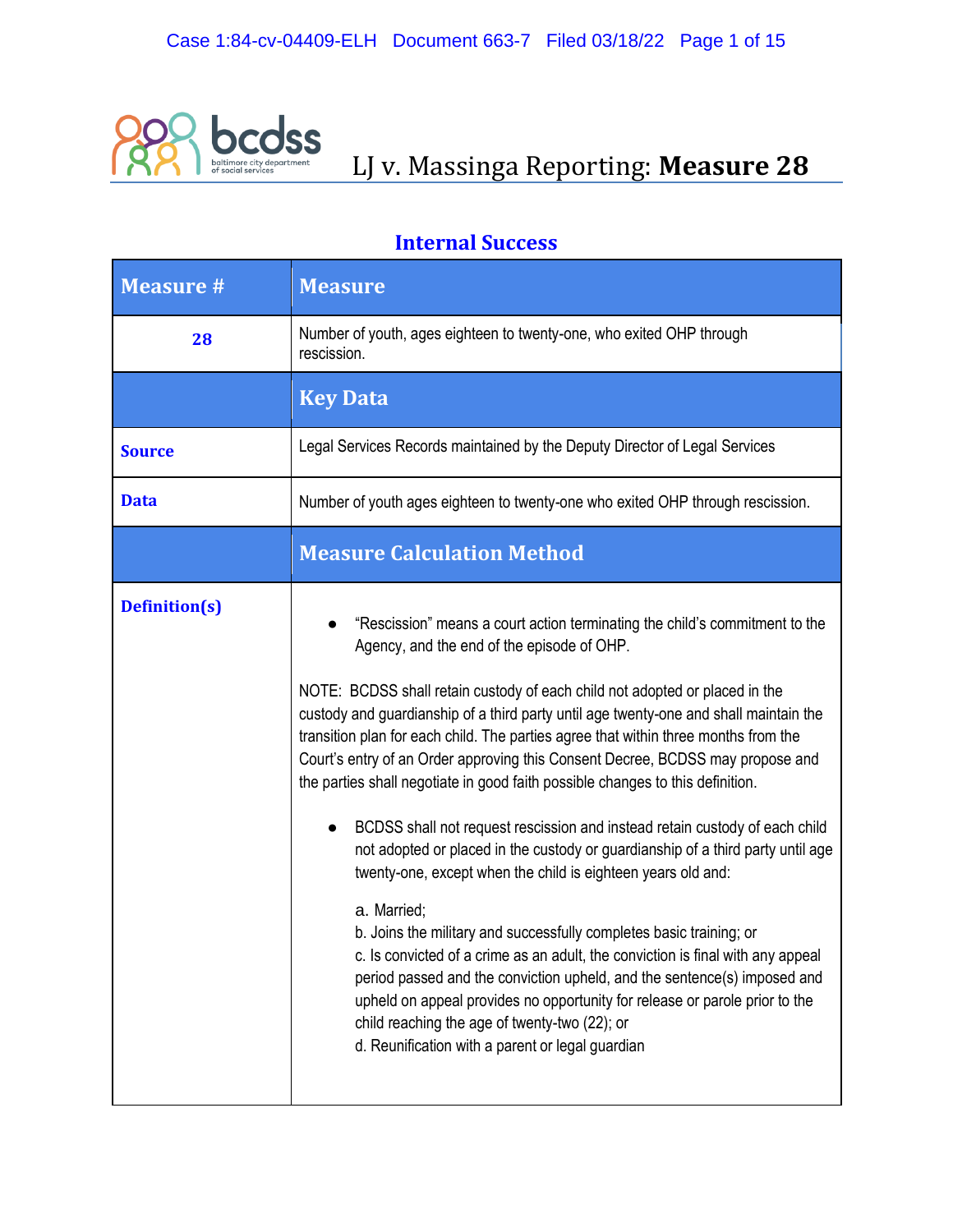# LJ v. Massinga Reporting: **Measure 28**

## Internal Success

| Measure # | Measure |
| --- | --- |
| 28 | Number of youth, ages eighteen to twenty-one, who exited OHP through rescission. |
| | **Key Data** |
| **Source** | Legal Services Records maintained by the Deputy Director of Legal Services |
| **Data** | Number of youth ages eighteen to twenty-one who exited OHP through rescission. |
| | **Measure Calculation Method** |
| **Definition(s)** | • "Rescission" means a court action terminating the child's commitment to the Agency, and the end of the episode of OHP.<br><br>NOTE: BCDSS shall retain custody of each child not adopted or placed in the custody and guardianship of a third party until age twenty-one and shall maintain the transition plan for each child. The parties agree that within three months from the Court's entry of an Order approving this Consent Decree, BCDSS may propose and the parties shall negotiate in good faith possible changes to this definition.<br><br>• BCDSS shall not request rescission and instead retain custody of each child not adopted or placed in the custody or guardianship of a third party until age twenty-one, except when the child is eighteen years old and:<br><br>a. Married;<br>b. Joins the military and successfully completes basic training; or<br>c. Is convicted of a crime as an adult, the conviction is final with any appeal period passed and the conviction upheld, and the sentence(s) imposed and upheld on appeal provides no opportunity for release or parole prior to the child reaching the age of twenty-two (22); or<br>d. Reunification with a parent or legal guardian |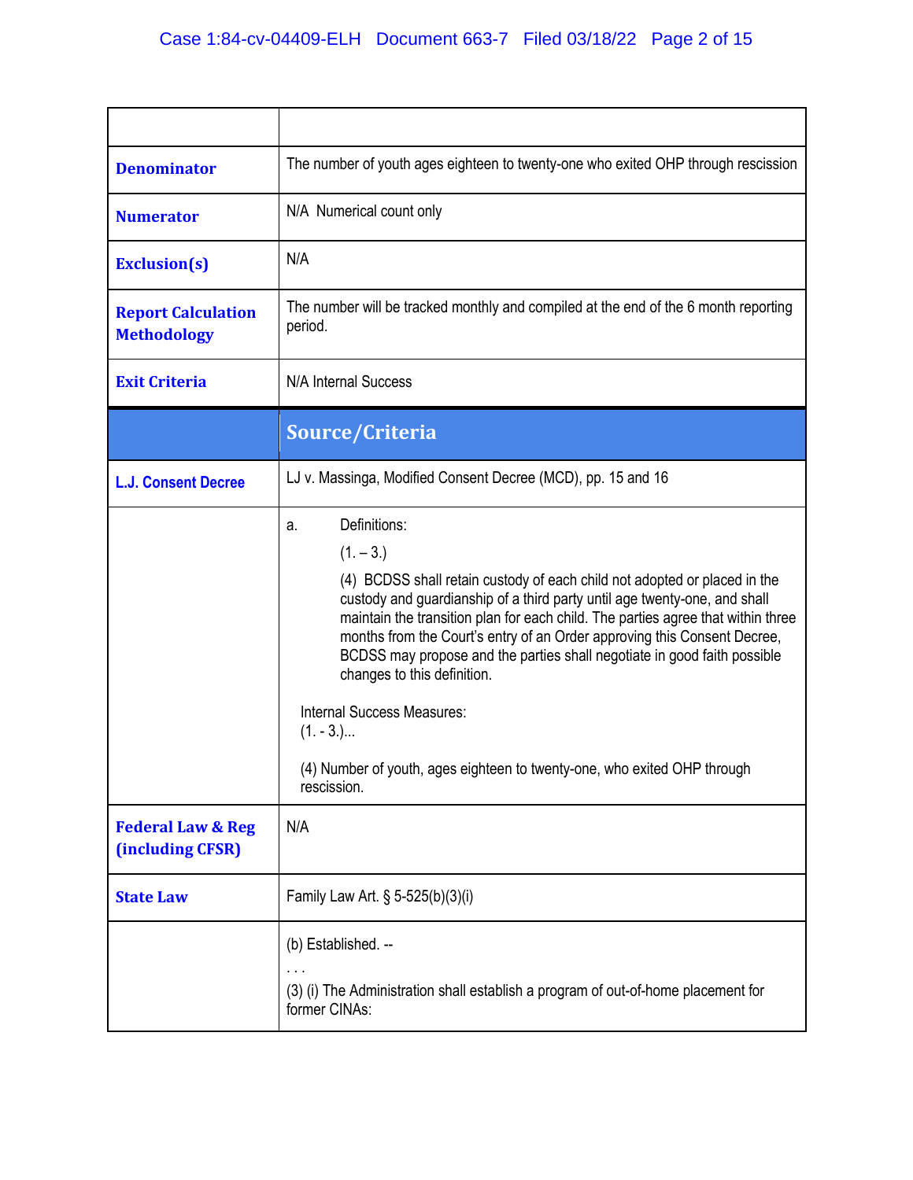| | |
|---|---|
| **Denominator** | The number of youth ages eighteen to twenty-one who exited OHP through rescission |
| **Numerator** | N/A Numerical count only |
| **Exclusion(s)** | N/A |
| **Report Calculation Methodology** | The number will be tracked monthly and compiled at the end of the 6 month reporting period. |
| **Exit Criteria** | N/A Internal Success |
| | **Source/Criteria** |
| **L.J. Consent Decree** | LJ v. Massinga, Modified Consent Decree (MCD), pp. 15 and 16 |
| | a. Definitions: (1. – 3.) (4) BCDSS shall retain custody of each child not adopted or placed in the custody and guardianship of a third party until age twenty-one, and shall maintain the transition plan for each child. The parties agree that within three months from the Court's entry of an Order approving this Consent Decree, BCDSS may propose and the parties shall negotiate in good faith possible changes to this definition.<br><br>Internal Success Measures:<br>(1. - 3.)...<br><br>(4) Number of youth, ages eighteen to twenty-one, who exited OHP through rescission. |
| **Federal Law & Reg (including CFSR)** | N/A |
| **State Law** | Family Law Art. § 5-525(b)(3)(i) |
| | (b) Established. --<br>. . .<br>(3) (i) The Administration shall establish a program of out-of-home placement for former CINAs: |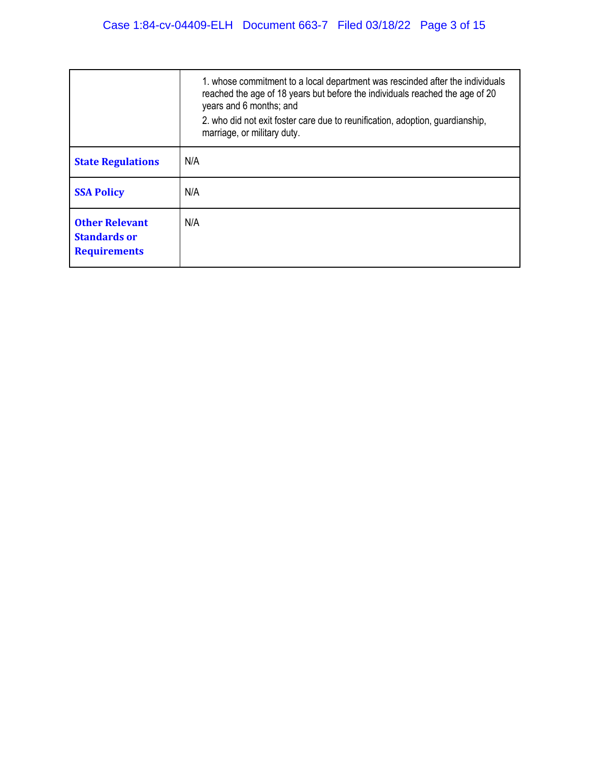| | |
|---|---|
| | 1. whose commitment to a local department was rescinded after the individuals reached the age of 18 years but before the individuals reached the age of 20 years and 6 months; and<br>2. who did not exit foster care due to reunification, adoption, guardianship, marriage, or military duty. |
| **State Regulations** | N/A |
| **SSA Policy** | N/A |
| **Other Relevant Standards or Requirements** | N/A |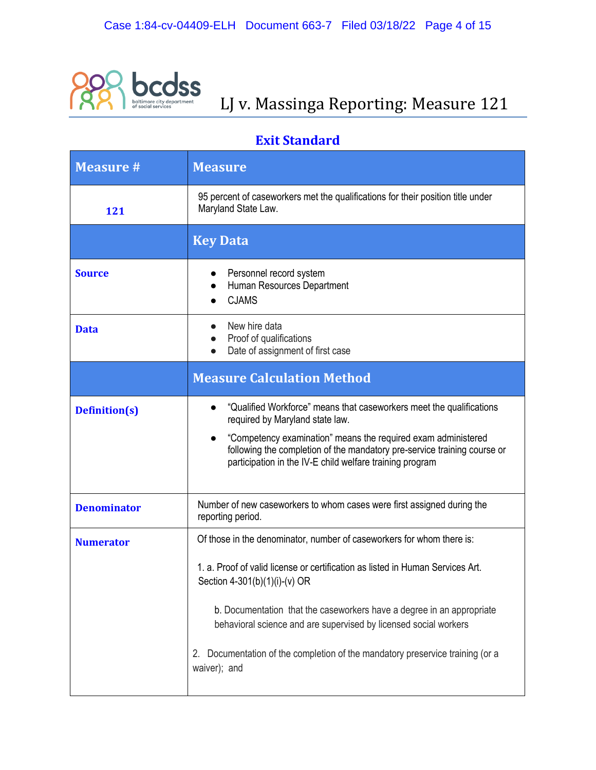# LJ v. Massinga Reporting: Measure 121

## Exit Standard

| Measure # | Measure |
|---|---|
| 121 | 95 percent of caseworkers met the qualifications for their position title under Maryland State Law. |
| | **Key Data** |
| **Source** | • Personnel record system<br>• Human Resources Department<br>• CJAMS |
| **Data** | • New hire data<br>• Proof of qualifications<br>• Date of assignment of first case |
| | **Measure Calculation Method** |
| **Definition(s)** | • "Qualified Workforce" means that caseworkers meet the qualifications required by Maryland state law.<br>• "Competency examination" means the required exam administered following the completion of the mandatory pre-service training course or participation in the IV-E child welfare training program |
| **Denominator** | Number of new caseworkers to whom cases were first assigned during the reporting period. |
| **Numerator** | Of those in the denominator, number of caseworkers for whom there is:<br><br>1. a. Proof of valid license or certification as listed in Human Services Art. Section 4-301(b)(1)(i)-(v) OR<br><br>b. Documentation that the caseworkers have a degree in an appropriate behavioral science and are supervised by licensed social workers<br><br>2. Documentation of the completion of the mandatory preservice training (or a waiver); and |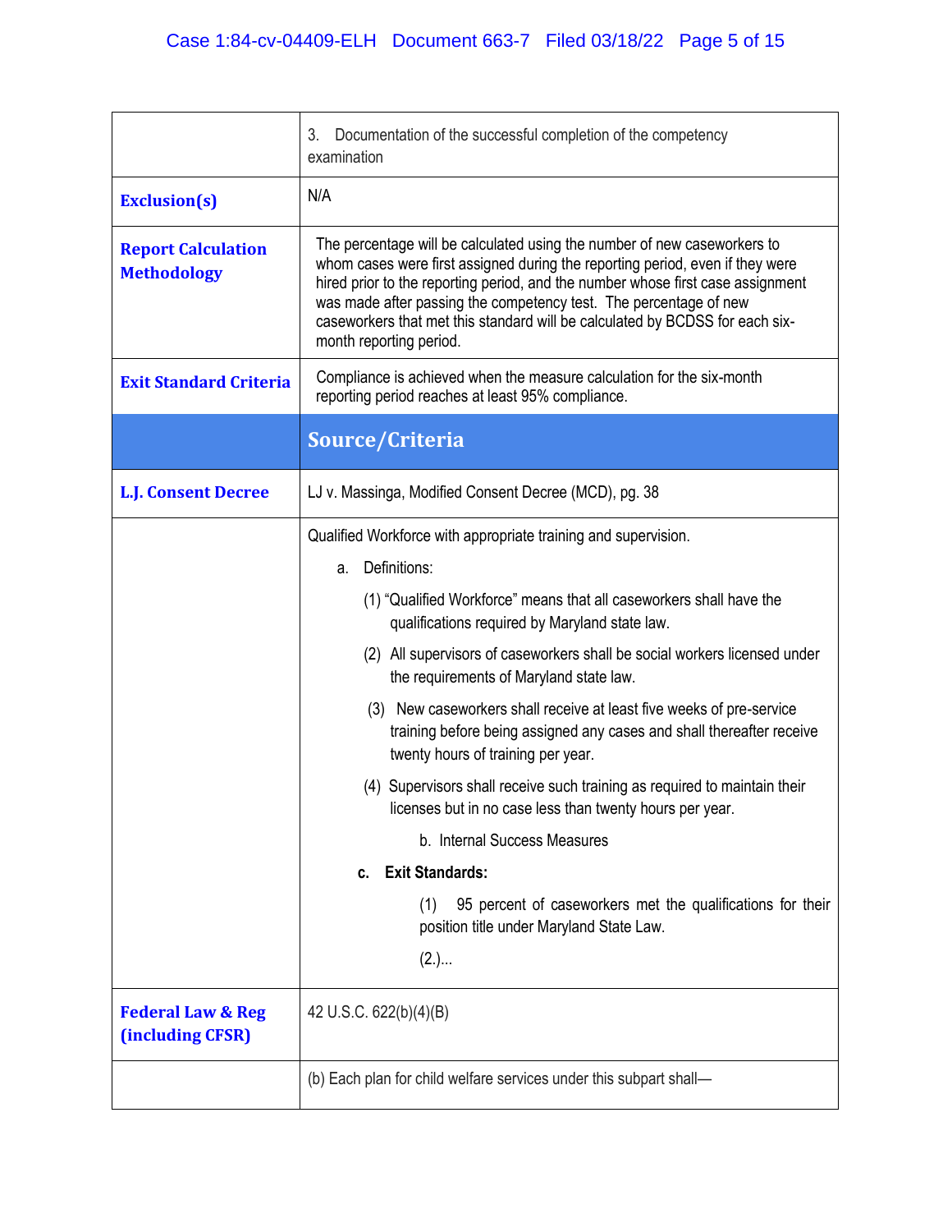| | |
|---|---|
| | 3. Documentation of the successful completion of the competency examination |
| **Exclusion(s)** | N/A |
| **Report Calculation Methodology** | The percentage will be calculated using the number of new caseworkers to whom cases were first assigned during the reporting period, even if they were hired prior to the reporting period, and the number whose first case assignment was made after passing the competency test. The percentage of new caseworkers that met this standard will be calculated by BCDSS for each six-month reporting period. |
| **Exit Standard Criteria** | Compliance is achieved when the measure calculation for the six-month reporting period reaches at least 95% compliance. |
| | **Source/Criteria** |
| **L.J. Consent Decree** | LJ v. Massinga, Modified Consent Decree (MCD), pg. 38 |
| | Qualified Workforce with appropriate training and supervision.<br>a. Definitions:<br>(1) "Qualified Workforce" means that all caseworkers shall have the qualifications required by Maryland state law.<br>(2) All supervisors of caseworkers shall be social workers licensed under the requirements of Maryland state law.<br>(3) New caseworkers shall receive at least five weeks of pre-service training before being assigned any cases and shall thereafter receive twenty hours of training per year.<br>(4) Supervisors shall receive such training as required to maintain their licenses but in no case less than twenty hours per year.<br>b. Internal Success Measures<br>**c. Exit Standards:**<br>(1) 95 percent of caseworkers met the qualifications for their position title under Maryland State Law.<br>(2.)... |
| **Federal Law & Reg (including CFSR)** | 42 U.S.C. 622(b)(4)(B) |
| | (b) Each plan for child welfare services under this subpart shall— |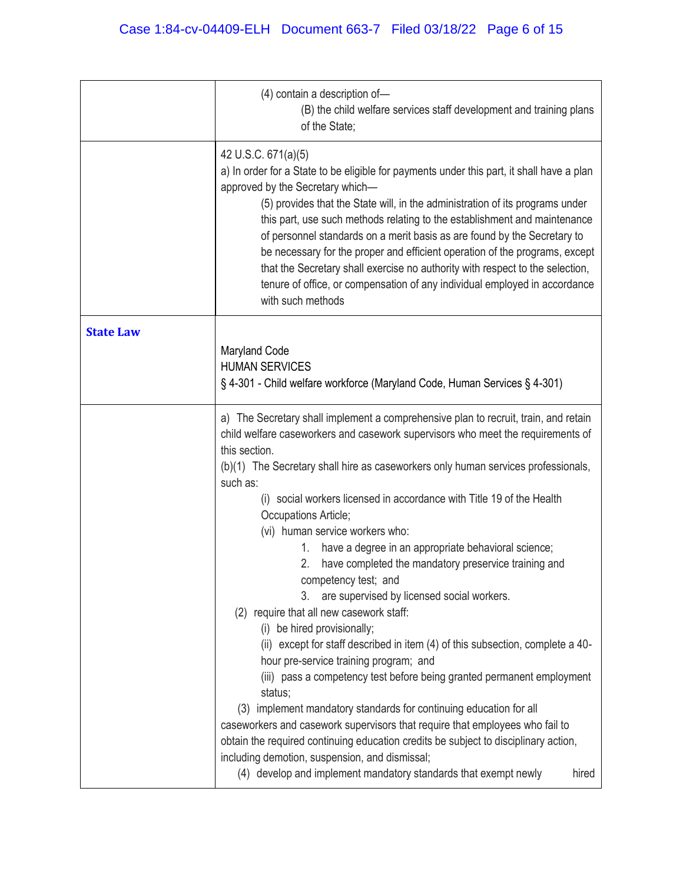| | |
|---|---|
| | (4) contain a description of—<br>(B) the child welfare services staff development and training plans of the State; |
| | 42 U.S.C. 671(a)(5)<br>a) In order for a State to be eligible for payments under this part, it shall have a plan approved by the Secretary which—<br>(5) provides that the State will, in the administration of its programs under this part, use such methods relating to the establishment and maintenance of personnel standards on a merit basis as are found by the Secretary to be necessary for the proper and efficient operation of the programs, except that the Secretary shall exercise no authority with respect to the selection, tenure of office, or compensation of any individual employed in accordance with such methods |
| **State Law** | Maryland Code<br>HUMAN SERVICES<br>§ 4-301 - Child welfare workforce (Maryland Code, Human Services § 4-301) |
| | a) The Secretary shall implement a comprehensive plan to recruit, train, and retain child welfare caseworkers and casework supervisors who meet the requirements of this section.<br>(b)(1) The Secretary shall hire as caseworkers only human services professionals, such as:<br>(i) social workers licensed in accordance with Title 19 of the Health Occupations Article;<br>(vi) human service workers who:<br>1. have a degree in an appropriate behavioral science;<br>2. have completed the mandatory preservice training and competency test; and<br>3. are supervised by licensed social workers.<br>(2) require that all new casework staff:<br>(i) be hired provisionally;<br>(ii) except for staff described in item (4) of this subsection, complete a 40-hour pre-service training program; and<br>(iii) pass a competency test before being granted permanent employment status;<br>(3) implement mandatory standards for continuing education for all caseworkers and casework supervisors that require that employees who fail to obtain the required continuing education credits be subject to disciplinary action, including demotion, suspension, and dismissal;<br>(4) develop and implement mandatory standards that exempt newly hired |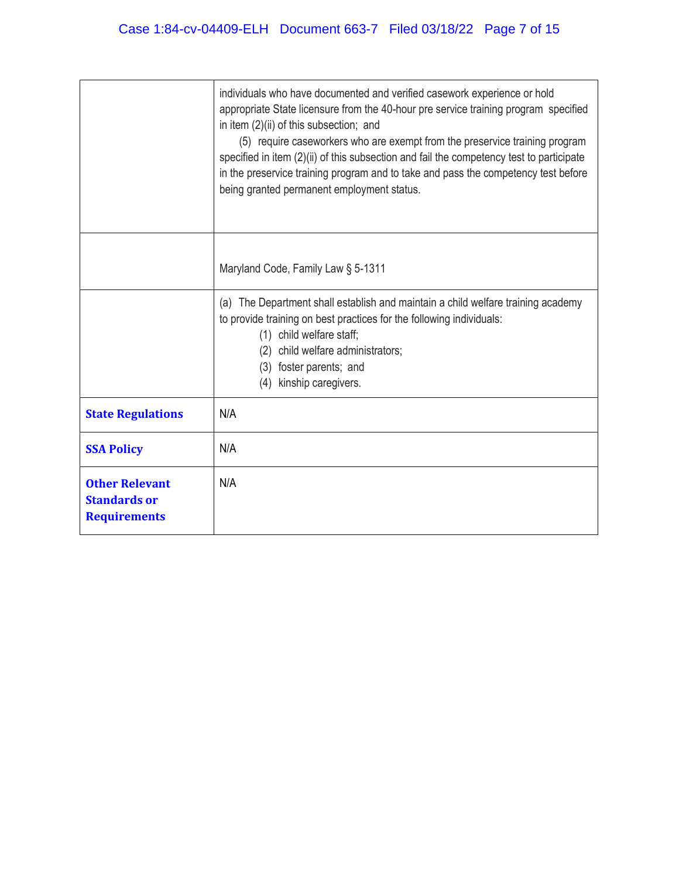| | |
|---|---|
| | individuals who have documented and verified casework experience or hold appropriate State licensure from the 40-hour pre service training program specified in item (2)(ii) of this subsection; and<br>(5) require caseworkers who are exempt from the preservice training program specified in item (2)(ii) of this subsection and fail the competency test to participate in the preservice training program and to take and pass the competency test before being granted permanent employment status. |
| | Maryland Code, Family Law § 5-1311 |
| | (a) The Department shall establish and maintain a child welfare training academy to provide training on best practices for the following individuals:<br>(1) child welfare staff;<br>(2) child welfare administrators;<br>(3) foster parents; and<br>(4) kinship caregivers. |
| **State Regulations** | N/A |
| **SSA Policy** | N/A |
| **Other Relevant Standards or Requirements** | N/A |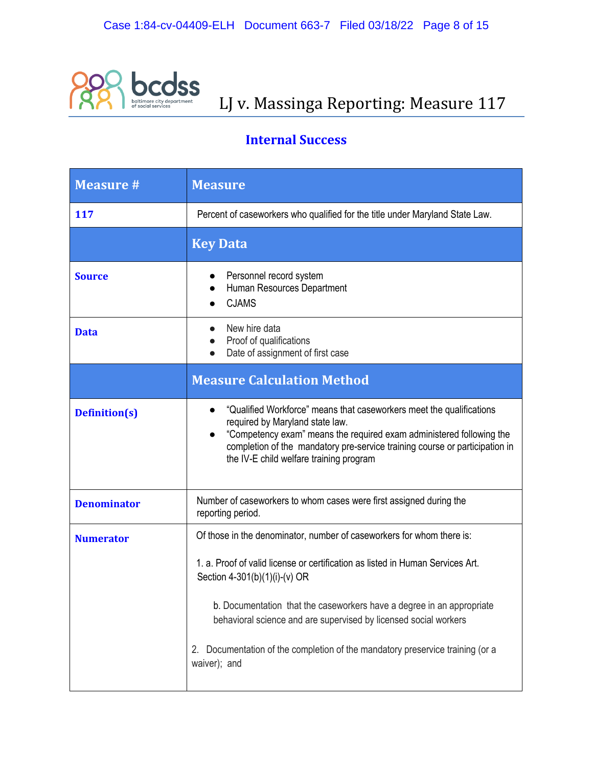# LJ v. Massinga Reporting: Measure 117

## Internal Success

| Measure # | Measure |
|---|---|
| **117** | Percent of caseworkers who qualified for the title under Maryland State Law. |
| | **Key Data** |
| **Source** | ● Personnel record system<br>● Human Resources Department<br>● CJAMS |
| **Data** | ● New hire data<br>● Proof of qualifications<br>● Date of assignment of first case |
| | **Measure Calculation Method** |
| **Definition(s)** | ● "Qualified Workforce" means that caseworkers meet the qualifications required by Maryland state law.<br>● "Competency exam" means the required exam administered following the completion of the mandatory pre-service training course or participation in the IV-E child welfare training program |
| **Denominator** | Number of caseworkers to whom cases were first assigned during the reporting period. |
| **Numerator** | Of those in the denominator, number of caseworkers for whom there is:<br><br>1. a. Proof of valid license or certification as listed in Human Services Art. Section 4-301(b)(1)(i)-(v) OR<br><br>b. Documentation that the caseworkers have a degree in an appropriate behavioral science and are supervised by licensed social workers<br><br>2. Documentation of the completion of the mandatory preservice training (or a waiver); and |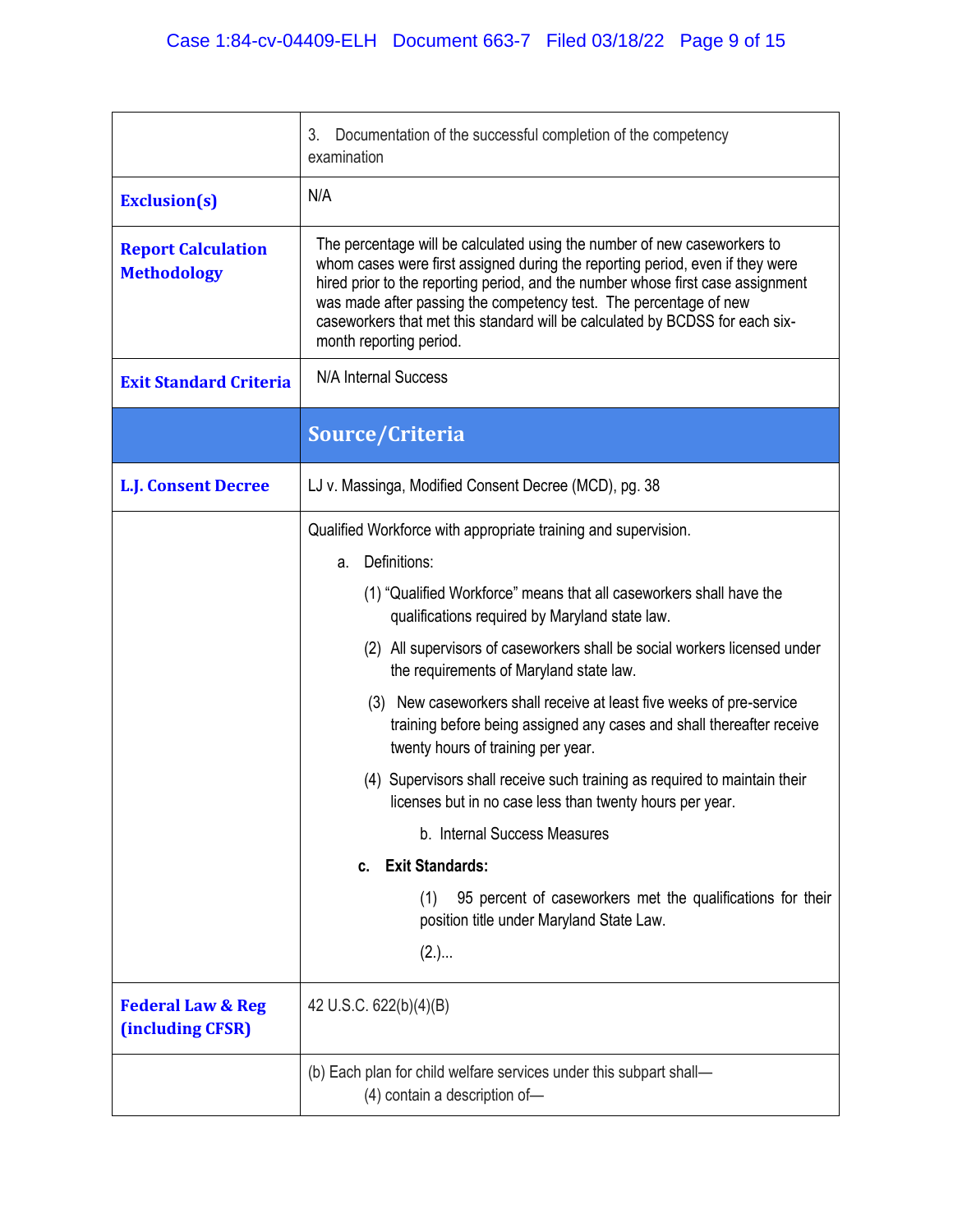| | |
|---|---|
| | 3. Documentation of the successful completion of the competency examination |
| **Exclusion(s)** | N/A |
| **Report Calculation Methodology** | The percentage will be calculated using the number of new caseworkers to whom cases were first assigned during the reporting period, even if they were hired prior to the reporting period, and the number whose first case assignment was made after passing the competency test. The percentage of new caseworkers that met this standard will be calculated by BCDSS for each six-month reporting period. |
| **Exit Standard Criteria** | N/A Internal Success |
| | **Source/Criteria** |
| **L.J. Consent Decree** | LJ v. Massinga, Modified Consent Decree (MCD), pg. 38 |
| | Qualified Workforce with appropriate training and supervision.<br><br>a. Definitions:<br><br>(1) "Qualified Workforce" means that all caseworkers shall have the qualifications required by Maryland state law.<br><br>(2) All supervisors of caseworkers shall be social workers licensed under the requirements of Maryland state law.<br><br>(3) New caseworkers shall receive at least five weeks of pre-service training before being assigned any cases and shall thereafter receive twenty hours of training per year.<br><br>(4) Supervisors shall receive such training as required to maintain their licenses but in no case less than twenty hours per year.<br><br>b. Internal Success Measures<br><br>**c. Exit Standards:**<br><br>(1) 95 percent of caseworkers met the qualifications for their position title under Maryland State Law.<br><br>(2.)... |
| **Federal Law & Reg (including CFSR)** | 42 U.S.C. 622(b)(4)(B) |
| | (b) Each plan for child welfare services under this subpart shall—<br>(4) contain a description of— |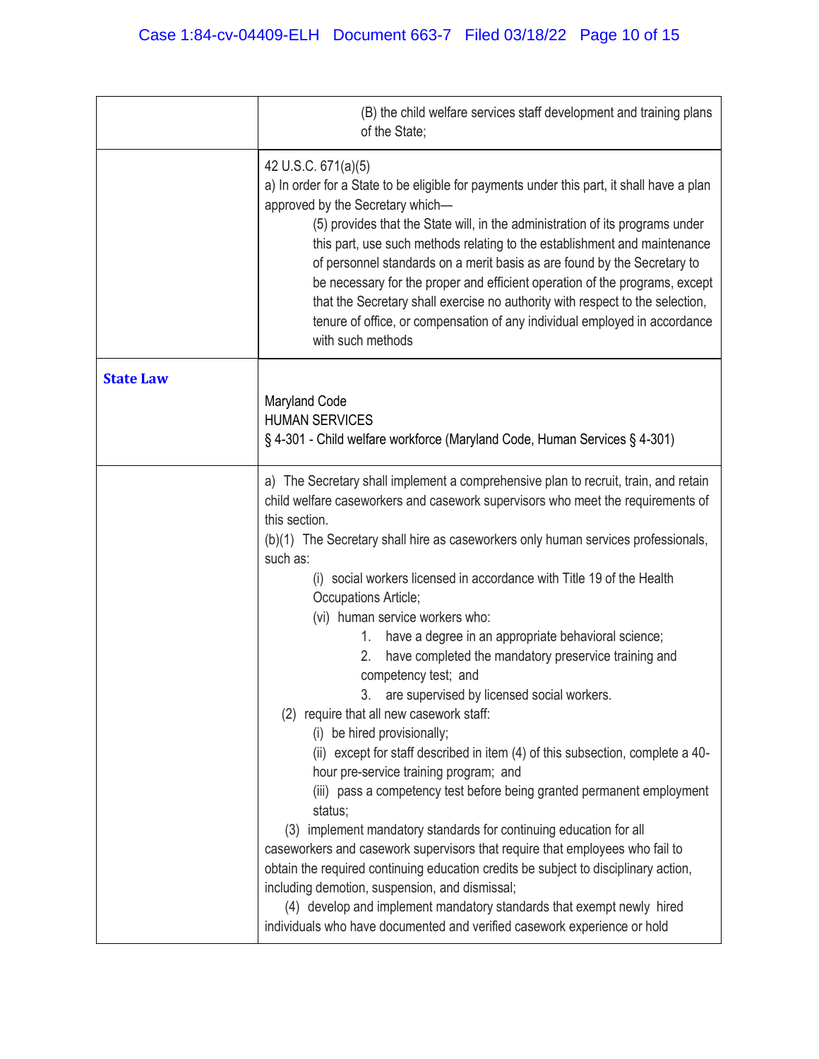| | |
|---|---|
| | (B) the child welfare services staff development and training plans of the State; |
| | 42 U.S.C. 671(a)(5)<br>a) In order for a State to be eligible for payments under this part, it shall have a plan approved by the Secretary which—<br>(5) provides that the State will, in the administration of its programs under this part, use such methods relating to the establishment and maintenance of personnel standards on a merit basis as are found by the Secretary to be necessary for the proper and efficient operation of the programs, except that the Secretary shall exercise no authority with respect to the selection, tenure of office, or compensation of any individual employed in accordance with such methods |
| **State Law** | Maryland Code<br>HUMAN SERVICES<br>§ 4-301 - Child welfare workforce (Maryland Code, Human Services § 4-301) |
| | a) The Secretary shall implement a comprehensive plan to recruit, train, and retain child welfare caseworkers and casework supervisors who meet the requirements of this section.<br>(b)(1) The Secretary shall hire as caseworkers only human services professionals, such as:<br>(i) social workers licensed in accordance with Title 19 of the Health Occupations Article;<br>(vi) human service workers who:<br>1. have a degree in an appropriate behavioral science;<br>2. have completed the mandatory preservice training and competency test; and<br>3. are supervised by licensed social workers.<br>(2) require that all new casework staff:<br>(i) be hired provisionally;<br>(ii) except for staff described in item (4) of this subsection, complete a 40-hour pre-service training program; and<br>(iii) pass a competency test before being granted permanent employment status;<br>(3) implement mandatory standards for continuing education for all caseworkers and casework supervisors that require that employees who fail to obtain the required continuing education credits be subject to disciplinary action, including demotion, suspension, and dismissal;<br>(4) develop and implement mandatory standards that exempt newly hired individuals who have documented and verified casework experience or hold |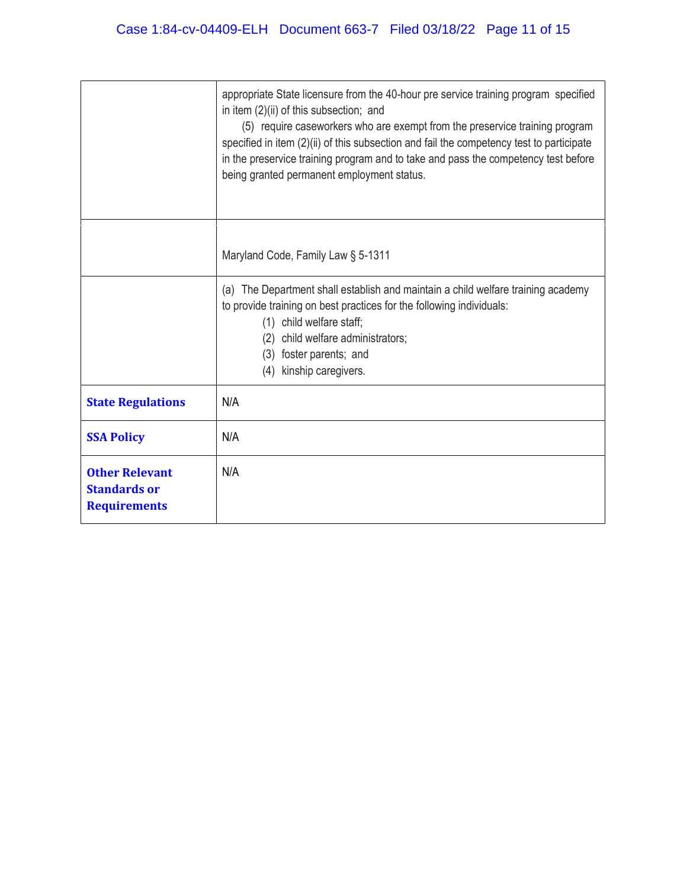| | |
|---|---|
| | appropriate State licensure from the 40-hour pre service training program specified in item (2)(ii) of this subsection; and<br>(5) require caseworkers who are exempt from the preservice training program specified in item (2)(ii) of this subsection and fail the competency test to participate in the preservice training program and to take and pass the competency test before being granted permanent employment status. |
| | Maryland Code, Family Law § 5-1311 |
| | (a) The Department shall establish and maintain a child welfare training academy to provide training on best practices for the following individuals:<br>(1) child welfare staff;<br>(2) child welfare administrators;<br>(3) foster parents; and<br>(4) kinship caregivers. |
| **State Regulations** | N/A |
| **SSA Policy** | N/A |
| **Other Relevant Standards or Requirements** | N/A |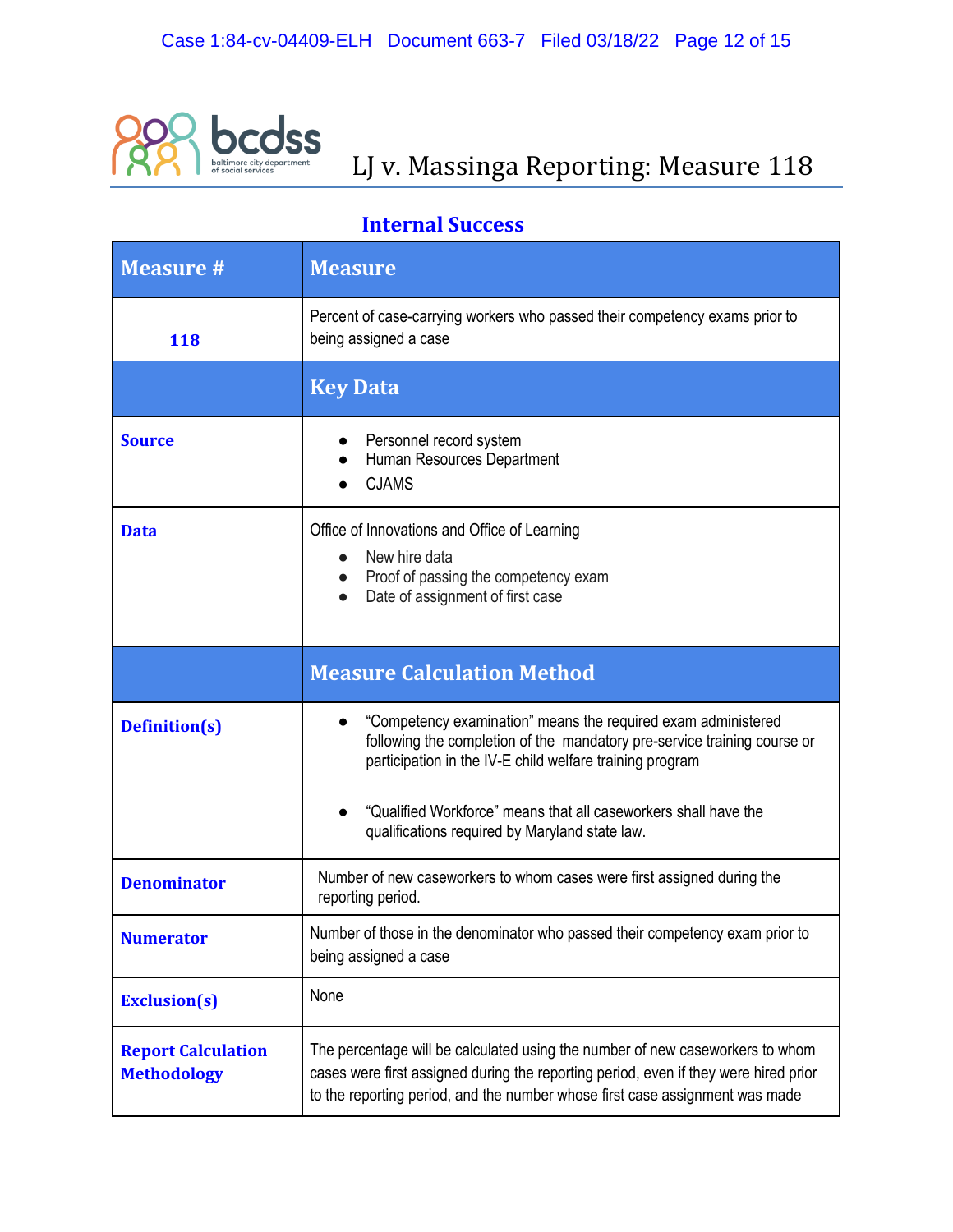# LJ v. Massinga Reporting: Measure 118

## Internal Success

| Measure # | Measure |
|---|---|
| 118 | Percent of case-carrying workers who passed their competency exams prior to being assigned a case |
| | **Key Data** |
| **Source** | • Personnel record system<br>• Human Resources Department<br>• CJAMS |
| **Data** | Office of Innovations and Office of Learning<br>• New hire data<br>• Proof of passing the competency exam<br>• Date of assignment of first case |
| | **Measure Calculation Method** |
| **Definition(s)** | • "Competency examination" means the required exam administered following the completion of the mandatory pre-service training course or participation in the IV-E child welfare training program<br>• "Qualified Workforce" means that all caseworkers shall have the qualifications required by Maryland state law. |
| **Denominator** | Number of new caseworkers to whom cases were first assigned during the reporting period. |
| **Numerator** | Number of those in the denominator who passed their competency exam prior to being assigned a case |
| **Exclusion(s)** | None |
| **Report Calculation Methodology** | The percentage will be calculated using the number of new caseworkers to whom cases were first assigned during the reporting period, even if they were hired prior to the reporting period, and the number whose first case assignment was made |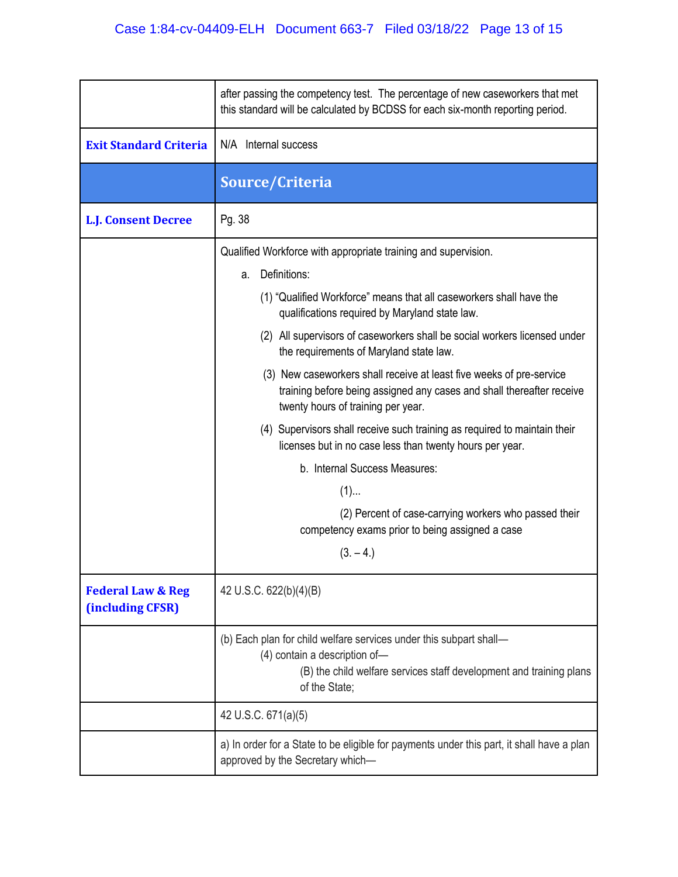|  |  |
|---|---|
|  | after passing the competency test. The percentage of new caseworkers that met this standard will be calculated by BCDSS for each six-month reporting period. |
| **Exit Standard Criteria** | N/A Internal success |
|  | **Source/Criteria** |
| **L.J. Consent Decree** | Pg. 38 |
|  | Qualified Workforce with appropriate training and supervision.<br>a. Definitions:<br>(1) "Qualified Workforce" means that all caseworkers shall have the qualifications required by Maryland state law.<br>(2) All supervisors of caseworkers shall be social workers licensed under the requirements of Maryland state law.<br>(3) New caseworkers shall receive at least five weeks of pre-service training before being assigned any cases and shall thereafter receive twenty hours of training per year.<br>(4) Supervisors shall receive such training as required to maintain their licenses but in no case less than twenty hours per year.<br>b. Internal Success Measures:<br>(1)...<br>(2) Percent of case-carrying workers who passed their competency exams prior to being assigned a case<br>(3. – 4.) |
| **Federal Law & Reg (including CFSR)** | 42 U.S.C. 622(b)(4)(B) |
|  | (b) Each plan for child welfare services under this subpart shall—<br>(4) contain a description of—<br>(B) the child welfare services staff development and training plans of the State; |
|  | 42 U.S.C. 671(a)(5) |
|  | a) In order for a State to be eligible for payments under this part, it shall have a plan approved by the Secretary which— |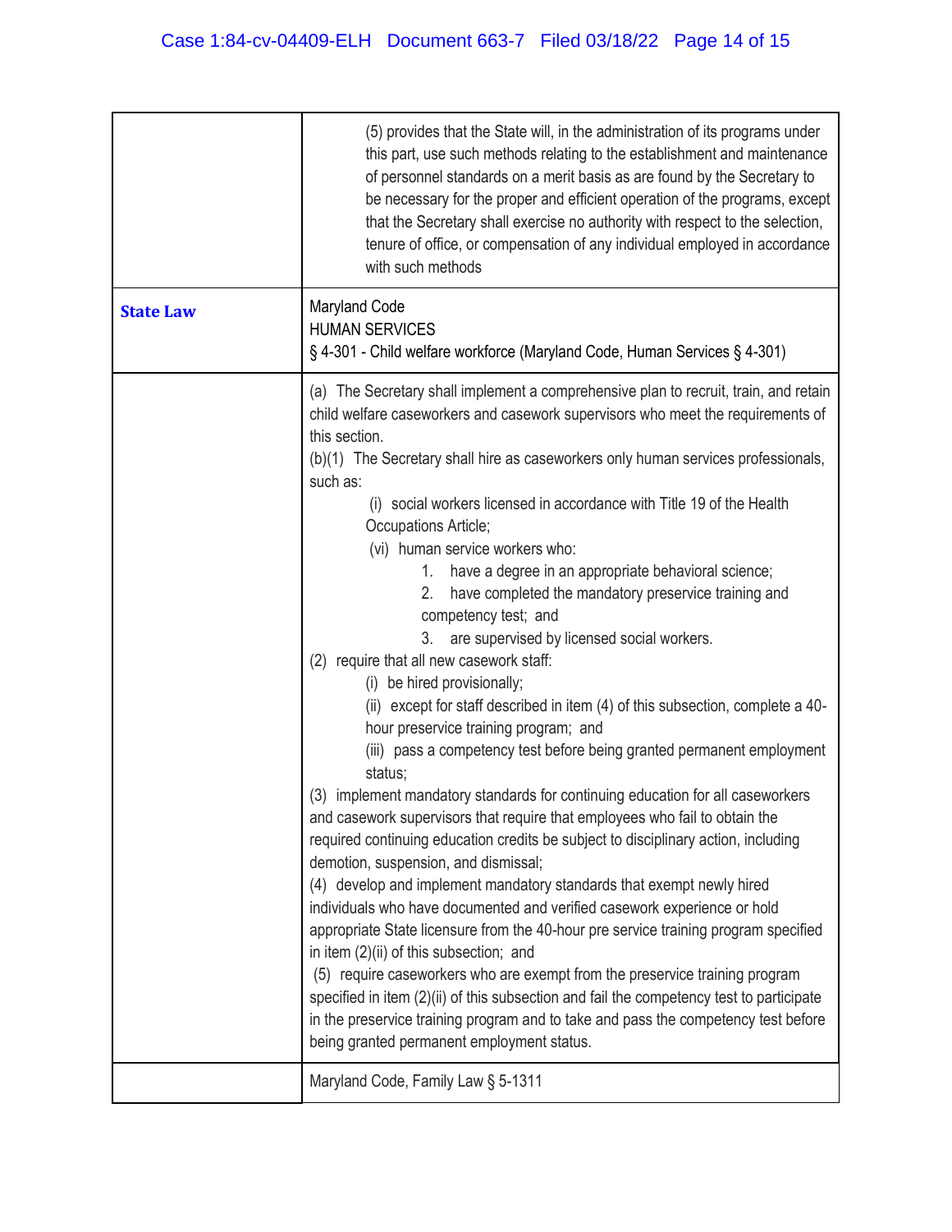| | |
|---|---|
| | (5) provides that the State will, in the administration of its programs under this part, use such methods relating to the establishment and maintenance of personnel standards on a merit basis as are found by the Secretary to be necessary for the proper and efficient operation of the programs, except that the Secretary shall exercise no authority with respect to the selection, tenure of office, or compensation of any individual employed in accordance with such methods |
| **State Law** | Maryland Code<br>HUMAN SERVICES<br>§ 4-301 - Child welfare workforce (Maryland Code, Human Services § 4-301) |
| | (a) The Secretary shall implement a comprehensive plan to recruit, train, and retain child welfare caseworkers and casework supervisors who meet the requirements of this section.<br>(b)(1) The Secretary shall hire as caseworkers only human services professionals, such as:<br>(i) social workers licensed in accordance with Title 19 of the Health Occupations Article;<br>(vi) human service workers who:<br>1. have a degree in an appropriate behavioral science;<br>2. have completed the mandatory preservice training and competency test; and<br>3. are supervised by licensed social workers.<br>(2) require that all new casework staff:<br>(i) be hired provisionally;<br>(ii) except for staff described in item (4) of this subsection, complete a 40-hour preservice training program; and<br>(iii) pass a competency test before being granted permanent employment status;<br>(3) implement mandatory standards for continuing education for all caseworkers and casework supervisors that require that employees who fail to obtain the required continuing education credits be subject to disciplinary action, including demotion, suspension, and dismissal;<br>(4) develop and implement mandatory standards that exempt newly hired individuals who have documented and verified casework experience or hold appropriate State licensure from the 40-hour pre service training program specified in item (2)(ii) of this subsection; and<br>(5) require caseworkers who are exempt from the preservice training program specified in item (2)(ii) of this subsection and fail the competency test to participate in the preservice training program and to take and pass the competency test before being granted permanent employment status. |
| | Maryland Code, Family Law § 5-1311 |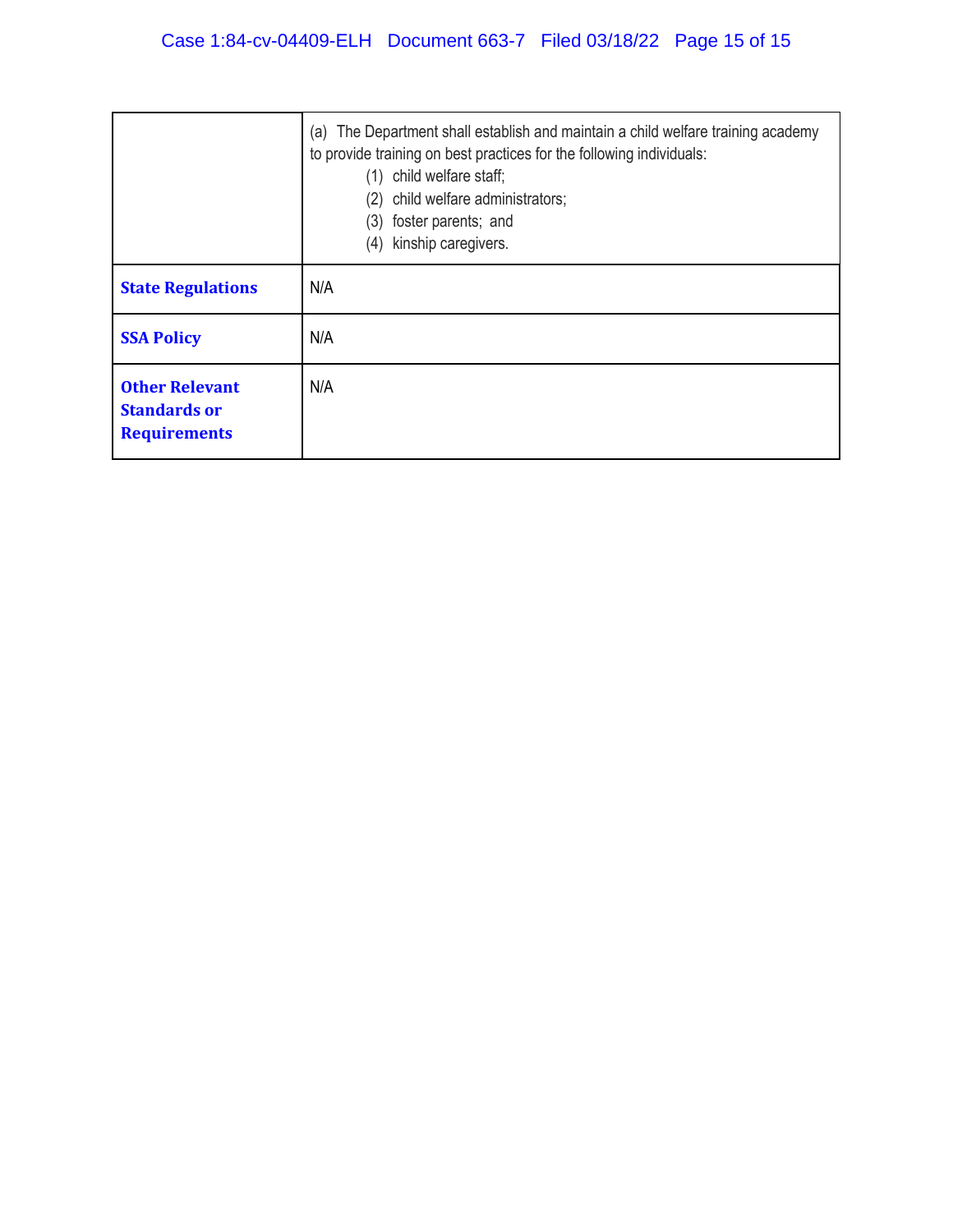| | |
|---|---|
| | (a) The Department shall establish and maintain a child welfare training academy to provide training on best practices for the following individuals:<br>(1) child welfare staff;<br>(2) child welfare administrators;<br>(3) foster parents; and<br>(4) kinship caregivers. |
| **State Regulations** | N/A |
| **SSA Policy** | N/A |
| **Other Relevant Standards or Requirements** | N/A |